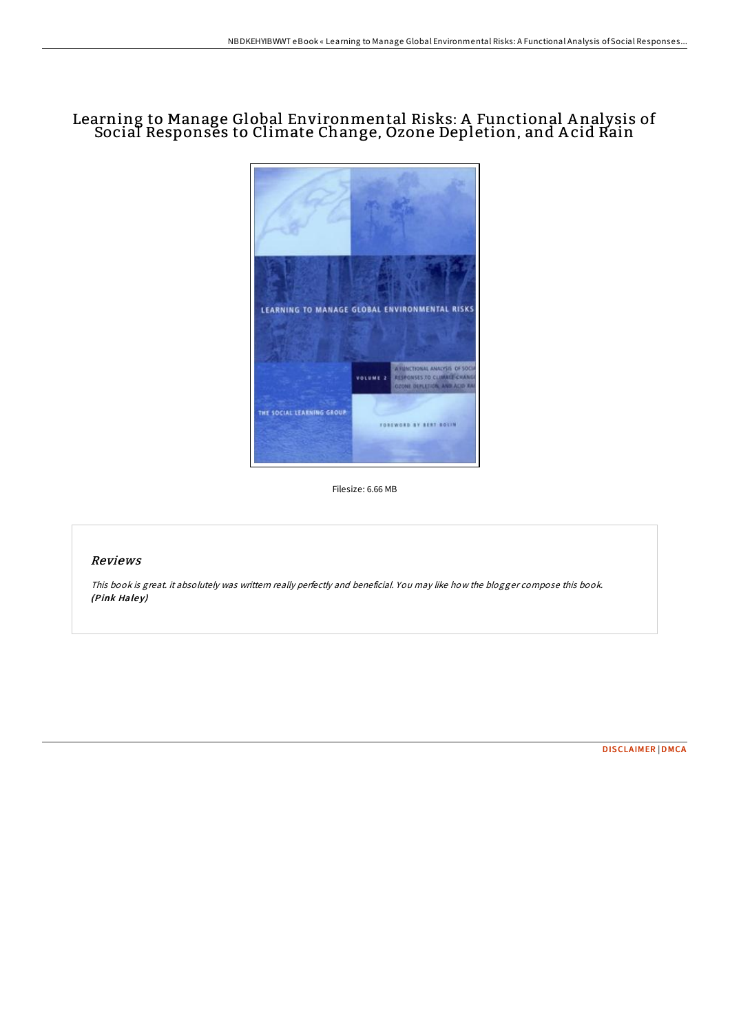# Learning to Manage Global Environmental Risks: A Functional Analysis of Social Responses to Climate Change, Ozone Depletion, and Acid Rain

Filesize: 6.66 MB

## Reviews

*This book is great. it absolutely was writtern really perfectly and beneficial. You may like how the blogger compose this book.* **(Pink Haley)**

DISCLAIMER | DMCA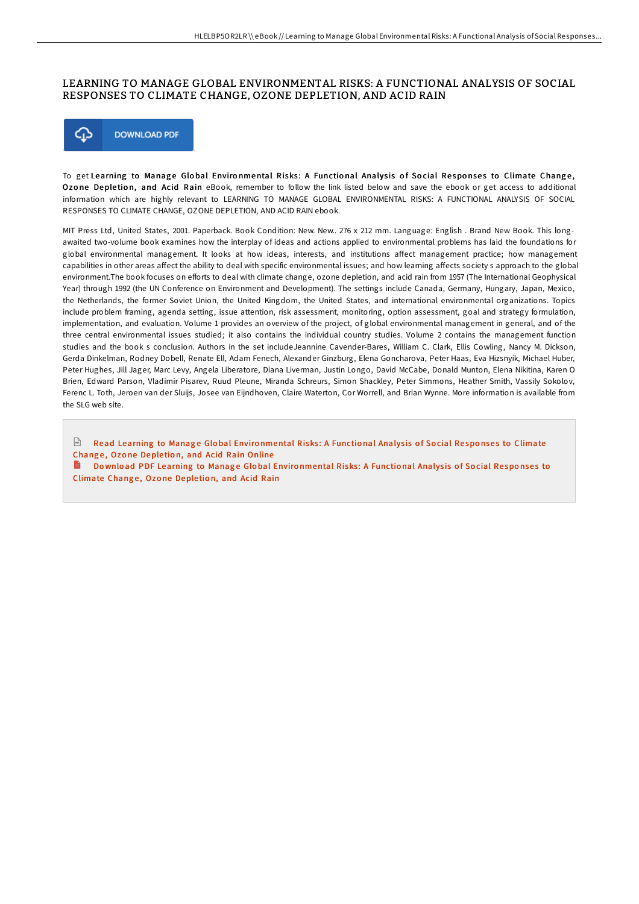# LEARNING TO MANAGE GLOBAL ENVIRONMENTAL RISKS: A FUNCTIONAL ANALYSIS OF SOCIAL RESPONSES TO CLIMATE CHANGE, OZONE DEPLETION, AND ACID RAIN

DOWNLOAD PDF

To get **Learning to Manage Global Environmental Risks: A Functional Analysis of Social Responses to Climate Change, Ozone Depletion, and Acid Rain** eBook, remember to follow the link listed below and save the ebook or get access to additional information which are highly relevant to LEARNING TO MANAGE GLOBAL ENVIRONMENTAL RISKS: A FUNCTIONAL ANALYSIS OF SOCIAL RESPONSES TO CLIMATE CHANGE, OZONE DEPLETION, AND ACID RAIN ebook.

MIT Press Ltd, United States, 2001. Paperback. Book Condition: New. New.. 276 x 212 mm. Language: English . Brand New Book. This long-awaited two-volume book examines how the interplay of ideas and actions applied to environmental problems has laid the foundations for global environmental management. It looks at how ideas, interests, and institutions affect management practice; how management capabilities in other areas affect the ability to deal with specific environmental issues; and how learning affects society s approach to the global environment.The book focuses on efforts to deal with climate change, ozone depletion, and acid rain from 1957 (The International Geophysical Year) through 1992 (the UN Conference on Environment and Development). The settings include Canada, Germany, Hungary, Japan, Mexico, the Netherlands, the former Soviet Union, the United Kingdom, the United States, and international environmental organizations. Topics include problem framing, agenda setting, issue attention, risk assessment, monitoring, option assessment, goal and strategy formulation, implementation, and evaluation. Volume 1 provides an overview of the project, of global environmental management in general, and of the three central environmental issues studied; it also contains the individual country studies. Volume 2 contains the management function studies and the book s conclusion. Authors in the set includeJeannine Cavender-Bares, William C. Clark, Ellis Cowling, Nancy M. Dickson, Gerda Dinkelman, Rodney Dobell, Renate Ell, Adam Fenech, Alexander Ginzburg, Elena Goncharova, Peter Haas, Eva Hizsnyik, Michael Huber, Peter Hughes, Jill Jager, Marc Levy, Angela Liberatore, Diana Liverman, Justin Longo, David McCabe, Donald Munton, Elena Nikitina, Karen O Brien, Edward Parson, Vladimir Pisarev, Ruud Pleune, Miranda Schreurs, Simon Shackley, Peter Simmons, Heather Smith, Vassily Sokolov, Ferenc L. Toth, Jeroen van der Sluijs, Josee van Eijndhoven, Claire Waterton, Cor Worrell, and Brian Wynne. More information is available from the SLG web site.

Read Learning to Manage Global Environmental Risks: A Functional Analysis of Social Responses to Climate Change, Ozone Depletion, and Acid Rain Online

Download PDF Learning to Manage Global Environmental Risks: A Functional Analysis of Social Responses to Climate Change, Ozone Depletion, and Acid Rain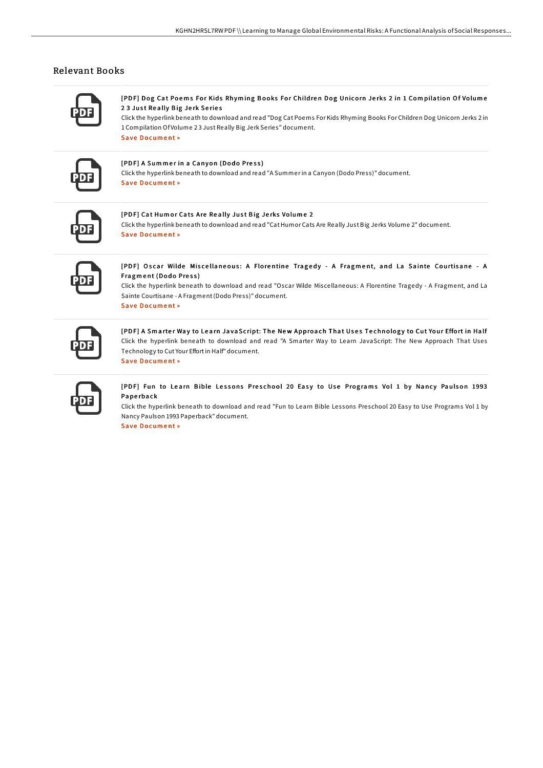## Relevant Books

[PDF] Dog Cat Poems For Kids Rhyming Books For Children Dog Unicorn Jerks 2 in 1 Compilation Of Volume 2 3 Just Really Big Jerk Series

Click the hyperlink beneath to download and read "Dog Cat Poems For Kids Rhyming Books For Children Dog Unicorn Jerks 2 in 1 Compilation Of Volume 2 3 Just Really Big Jerk Series" document.

Save Document »

[PDF] A Summer in a Canyon (Dodo Press)

Click the hyperlink beneath to download and read "A Summer in a Canyon (Dodo Press)" document.

Save Document »

[PDF] Cat Humor Cats Are Really Just Big Jerks Volume 2

Click the hyperlink beneath to download and read "Cat Humor Cats Are Really Just Big Jerks Volume 2" document.

Save Document »

[PDF] Oscar Wilde Miscellaneous: A Florentine Tragedy - A Fragment, and La Sainte Courtisane - A Fragment (Dodo Press)

Click the hyperlink beneath to download and read "Oscar Wilde Miscellaneous: A Florentine Tragedy - A Fragment, and La Sainte Courtisane - A Fragment (Dodo Press)" document.

Save Document »

[PDF] A Smarter Way to Learn JavaScript: The New Approach That Uses Technology to Cut Your Effort in Half

Click the hyperlink beneath to download and read "A Smarter Way to Learn JavaScript: The New Approach That Uses Technology to Cut Your Effort in Half" document.

Save Document »

[PDF] Fun to Learn Bible Lessons Preschool 20 Easy to Use Programs Vol 1 by Nancy Paulson 1993 Paperback

Click the hyperlink beneath to download and read "Fun to Learn Bible Lessons Preschool 20 Easy to Use Programs Vol 1 by Nancy Paulson 1993 Paperback" document.

Save Document »